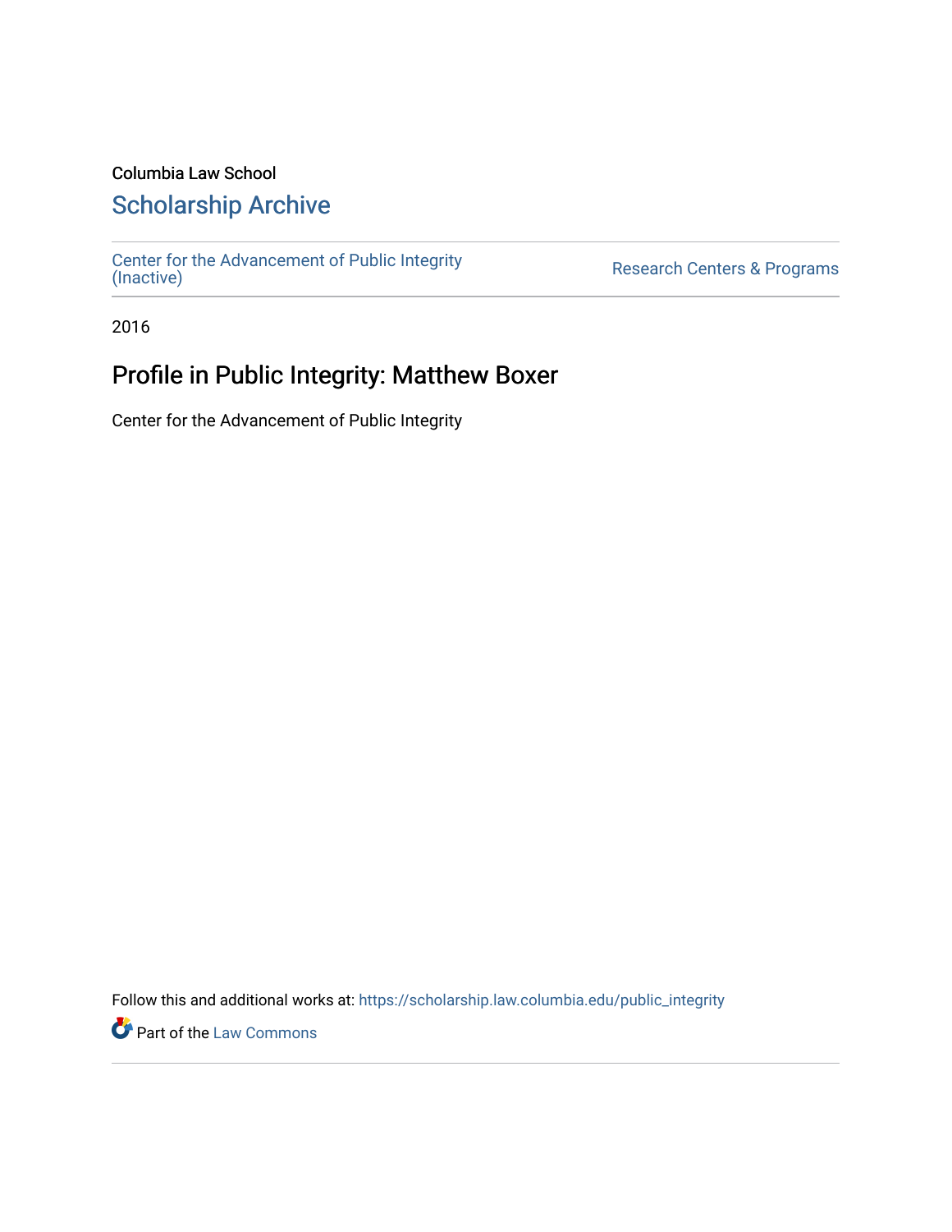Columbia Law School

# Scholarship Archive

Center for the Advancement of Public Integrity (Inactive)

Research Centers & Programs

2016

## Profile in Public Integrity: Matthew Boxer

Center for the Advancement of Public Integrity

Follow this and additional works at: https://scholarship.law.columbia.edu/public_integrity

Part of the Law Commons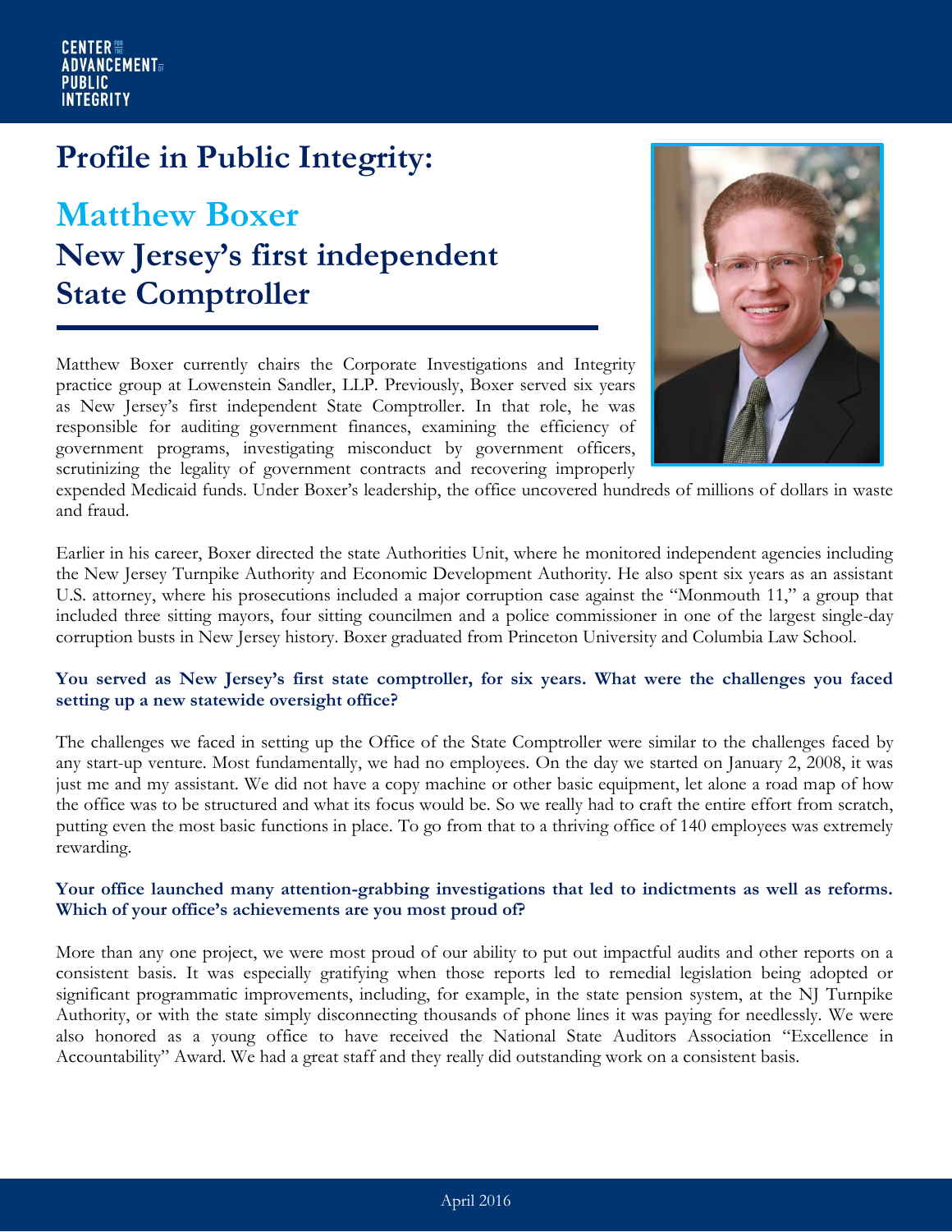CENTER FOR THE ADVANCEMENT OF PUBLIC INTEGRITY

# Profile in Public Integrity:

## Matthew Boxer

## New Jersey's first independent State Comptroller

Matthew Boxer currently chairs the Corporate Investigations and Integrity practice group at Lowenstein Sandler, LLP. Previously, Boxer served six years as New Jersey's first independent State Comptroller. In that role, he was responsible for auditing government finances, examining the efficiency of government programs, investigating misconduct by government officers, scrutinizing the legality of government contracts and recovering improperly expended Medicaid funds. Under Boxer's leadership, the office uncovered hundreds of millions of dollars in waste and fraud.

Earlier in his career, Boxer directed the state Authorities Unit, where he monitored independent agencies including the New Jersey Turnpike Authority and Economic Development Authority. He also spent six years as an assistant U.S. attorney, where his prosecutions included a major corruption case against the "Monmouth 11," a group that included three sitting mayors, four sitting councilmen and a police commissioner in one of the largest single-day corruption busts in New Jersey history. Boxer graduated from Princeton University and Columbia Law School.

**You served as New Jersey's first state comptroller, for six years. What were the challenges you faced setting up a new statewide oversight office?**

The challenges we faced in setting up the Office of the State Comptroller were similar to the challenges faced by any start-up venture. Most fundamentally, we had no employees. On the day we started on January 2, 2008, it was just me and my assistant. We did not have a copy machine or other basic equipment, let alone a road map of how the office was to be structured and what its focus would be. So we really had to craft the entire effort from scratch, putting even the most basic functions in place. To go from that to a thriving office of 140 employees was extremely rewarding.

**Your office launched many attention-grabbing investigations that led to indictments as well as reforms. Which of your office's achievements are you most proud of?**

More than any one project, we were most proud of our ability to put out impactful audits and other reports on a consistent basis. It was especially gratifying when those reports led to remedial legislation being adopted or significant programmatic improvements, including, for example, in the state pension system, at the NJ Turnpike Authority, or with the state simply disconnecting thousands of phone lines it was paying for needlessly. We were also honored as a young office to have received the National State Auditors Association "Excellence in Accountability" Award. We had a great staff and they really did outstanding work on a consistent basis.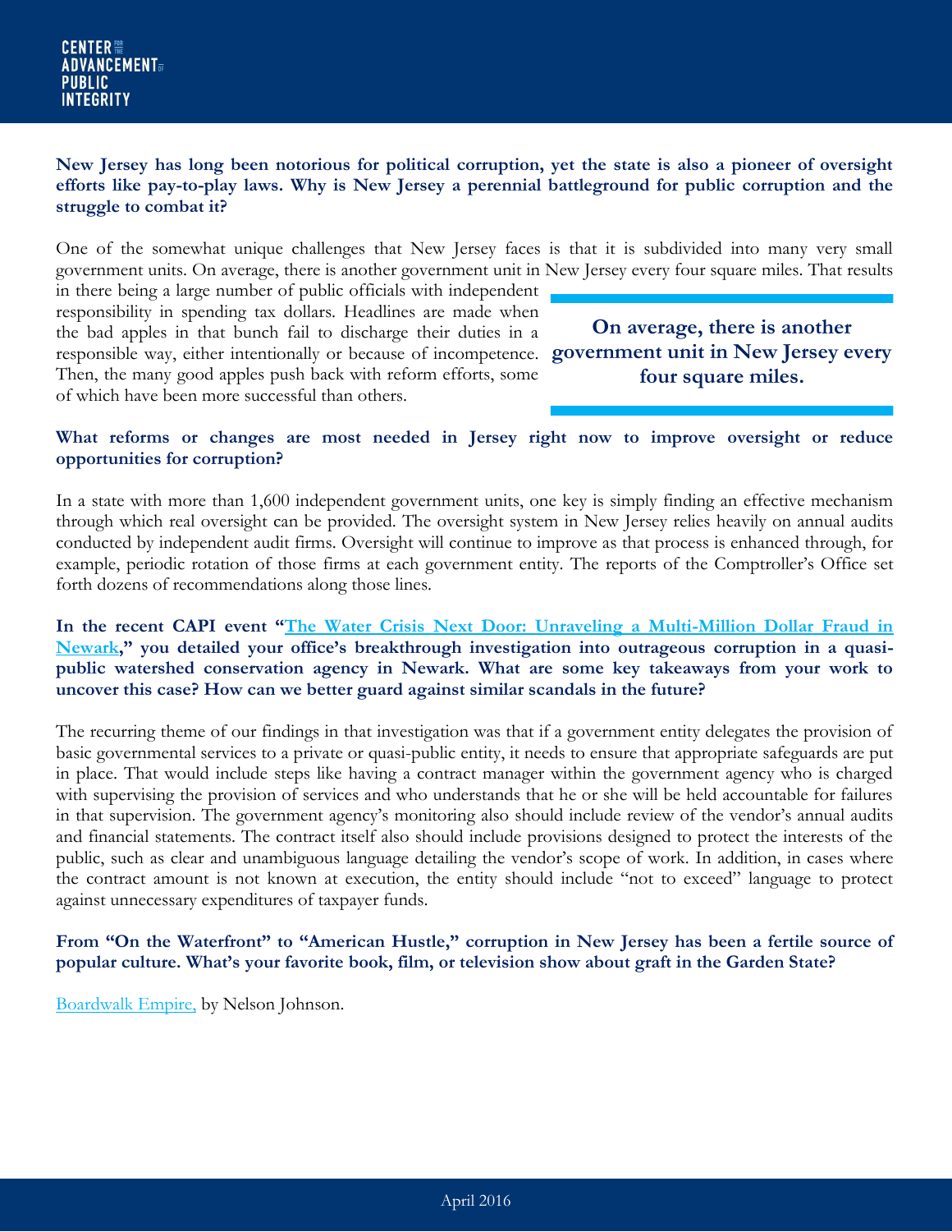**New Jersey has long been notorious for political corruption, yet the state is also a pioneer of oversight efforts like pay-to-play laws. Why is New Jersey a perennial battleground for public corruption and the struggle to combat it?**

One of the somewhat unique challenges that New Jersey faces is that it is subdivided into many very small government units. On average, there is another government unit in New Jersey every four square miles. That results in there being a large number of public officials with independent responsibility in spending tax dollars. Headlines are made when the bad apples in that bunch fail to discharge their duties in a responsible way, either intentionally or because of incompetence. Then, the many good apples push back with reform efforts, some of which have been more successful than others.

> **On average, there is another government unit in New Jersey every four square miles.**

**What reforms or changes are most needed in Jersey right now to improve oversight or reduce opportunities for corruption?**

In a state with more than 1,600 independent government units, one key is simply finding an effective mechanism through which real oversight can be provided. The oversight system in New Jersey relies heavily on annual audits conducted by independent audit firms. Oversight will continue to improve as that process is enhanced through, for example, periodic rotation of those firms at each government entity. The reports of the Comptroller's Office set forth dozens of recommendations along those lines.

**In the recent CAPI event "The Water Crisis Next Door: Unraveling a Multi-Million Dollar Fraud in Newark," you detailed your office's breakthrough investigation into outrageous corruption in a quasi-public watershed conservation agency in Newark. What are some key takeaways from your work to uncover this case? How can we better guard against similar scandals in the future?**

The recurring theme of our findings in that investigation was that if a government entity delegates the provision of basic governmental services to a private or quasi-public entity, it needs to ensure that appropriate safeguards are put in place. That would include steps like having a contract manager within the government agency who is charged with supervising the provision of services and who understands that he or she will be held accountable for failures in that supervision. The government agency's monitoring also should include review of the vendor's annual audits and financial statements. The contract itself also should include provisions designed to protect the interests of the public, such as clear and unambiguous language detailing the vendor's scope of work. In addition, in cases where the contract amount is not known at execution, the entity should include "not to exceed" language to protect against unnecessary expenditures of taxpayer funds.

**From "On the Waterfront" to "American Hustle," corruption in New Jersey has been a fertile source of popular culture. What's your favorite book, film, or television show about graft in the Garden State?**

Boardwalk Empire, by Nelson Johnson.